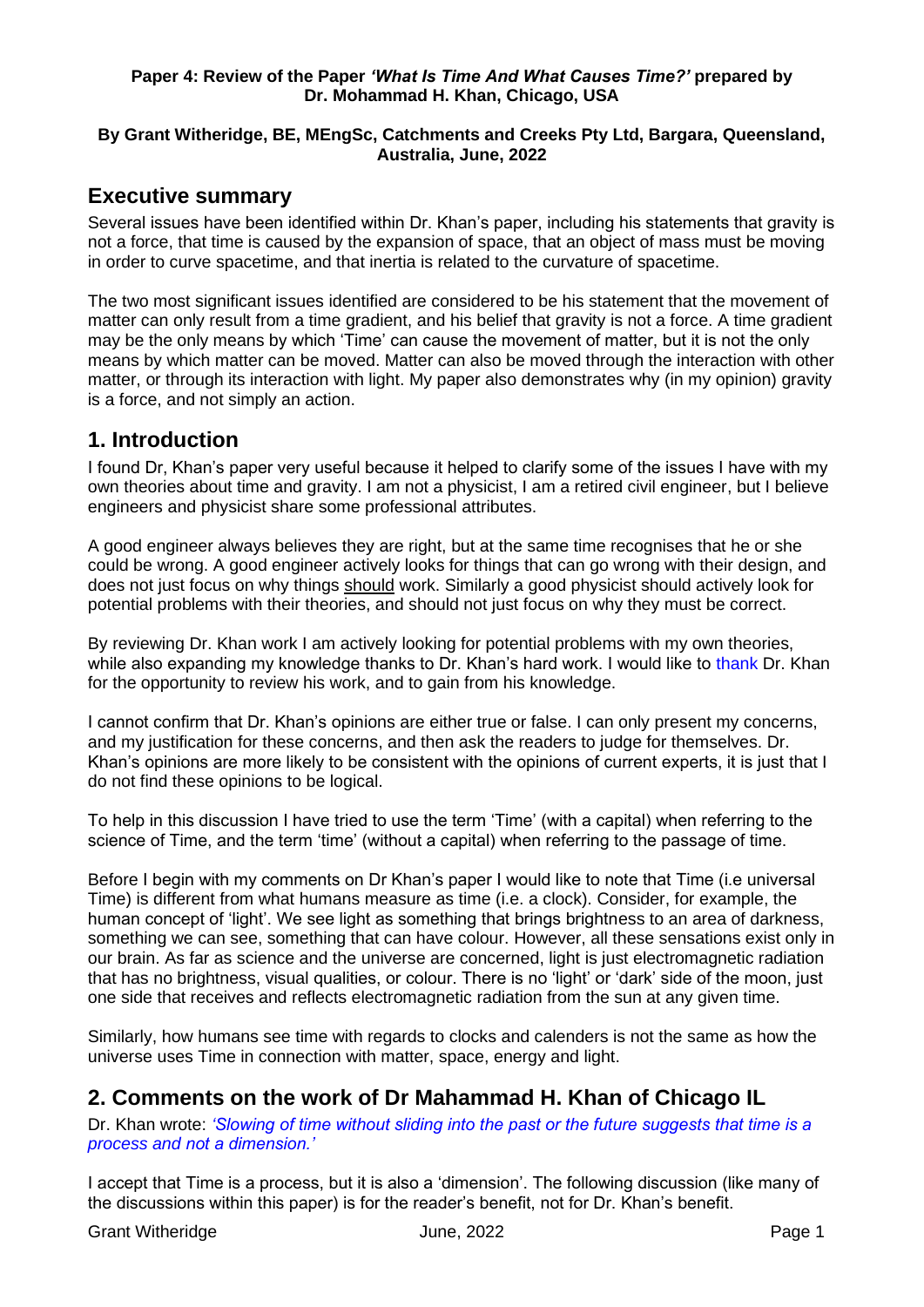**Paper 4: Review of the Paper *'What Is Time And What Causes Time?'* prepared by Dr. Mohammad H. Khan, Chicago, USA**

**By Grant Witheridge, BE, MEngSc, Catchments and Creeks Pty Ltd, Bargara, Queensland, Australia, June, 2022**

## Executive summary

Several issues have been identified within Dr. Khan's paper, including his statements that gravity is not a force, that time is caused by the expansion of space, that an object of mass must be moving in order to curve spacetime, and that inertia is related to the curvature of spacetime.

The two most significant issues identified are considered to be his statement that the movement of matter can only result from a time gradient, and his belief that gravity is not a force. A time gradient may be the only means by which 'Time' can cause the movement of matter, but it is not the only means by which matter can be moved. Matter can also be moved through the interaction with other matter, or through its interaction with light. My paper also demonstrates why (in my opinion) gravity is a force, and not simply an action.

## 1. Introduction

I found Dr, Khan's paper very useful because it helped to clarify some of the issues I have with my own theories about time and gravity. I am not a physicist, I am a retired civil engineer, but I believe engineers and physicist share some professional attributes.

A good engineer always believes they are right, but at the same time recognises that he or she could be wrong. A good engineer actively looks for things that can go wrong with their design, and does not just focus on why things <u>should</u> work. Similarly a good physicist should actively look for potential problems with their theories, and should not just focus on why they must be correct.

By reviewing Dr. Khan work I am actively looking for potential problems with my own theories, while also expanding my knowledge thanks to Dr. Khan's hard work. I would like to thank Dr. Khan for the opportunity to review his work, and to gain from his knowledge.

I cannot confirm that Dr. Khan's opinions are either true or false. I can only present my concerns, and my justification for these concerns, and then ask the readers to judge for themselves. Dr. Khan's opinions are more likely to be consistent with the opinions of current experts, it is just that I do not find these opinions to be logical.

To help in this discussion I have tried to use the term 'Time' (with a capital) when referring to the science of Time, and the term 'time' (without a capital) when referring to the passage of time.

Before I begin with my comments on Dr Khan's paper I would like to note that Time (i.e universal Time) is different from what humans measure as time (i.e. a clock). Consider, for example, the human concept of 'light'. We see light as something that brings brightness to an area of darkness, something we can see, something that can have colour. However, all these sensations exist only in our brain. As far as science and the universe are concerned, light is just electromagnetic radiation that has no brightness, visual qualities, or colour. There is no 'light' or 'dark' side of the moon, just one side that receives and reflects electromagnetic radiation from the sun at any given time.

Similarly, how humans see time with regards to clocks and calenders is not the same as how the universe uses Time in connection with matter, space, energy and light.

## 2. Comments on the work of Dr Mahammad H. Khan of Chicago IL

Dr. Khan wrote: *'Slowing of time without sliding into the past or the future suggests that time is a process and not a dimension.'*

I accept that Time is a process, but it is also a 'dimension'. The following discussion (like many of the discussions within this paper) is for the reader's benefit, not for Dr. Khan's benefit.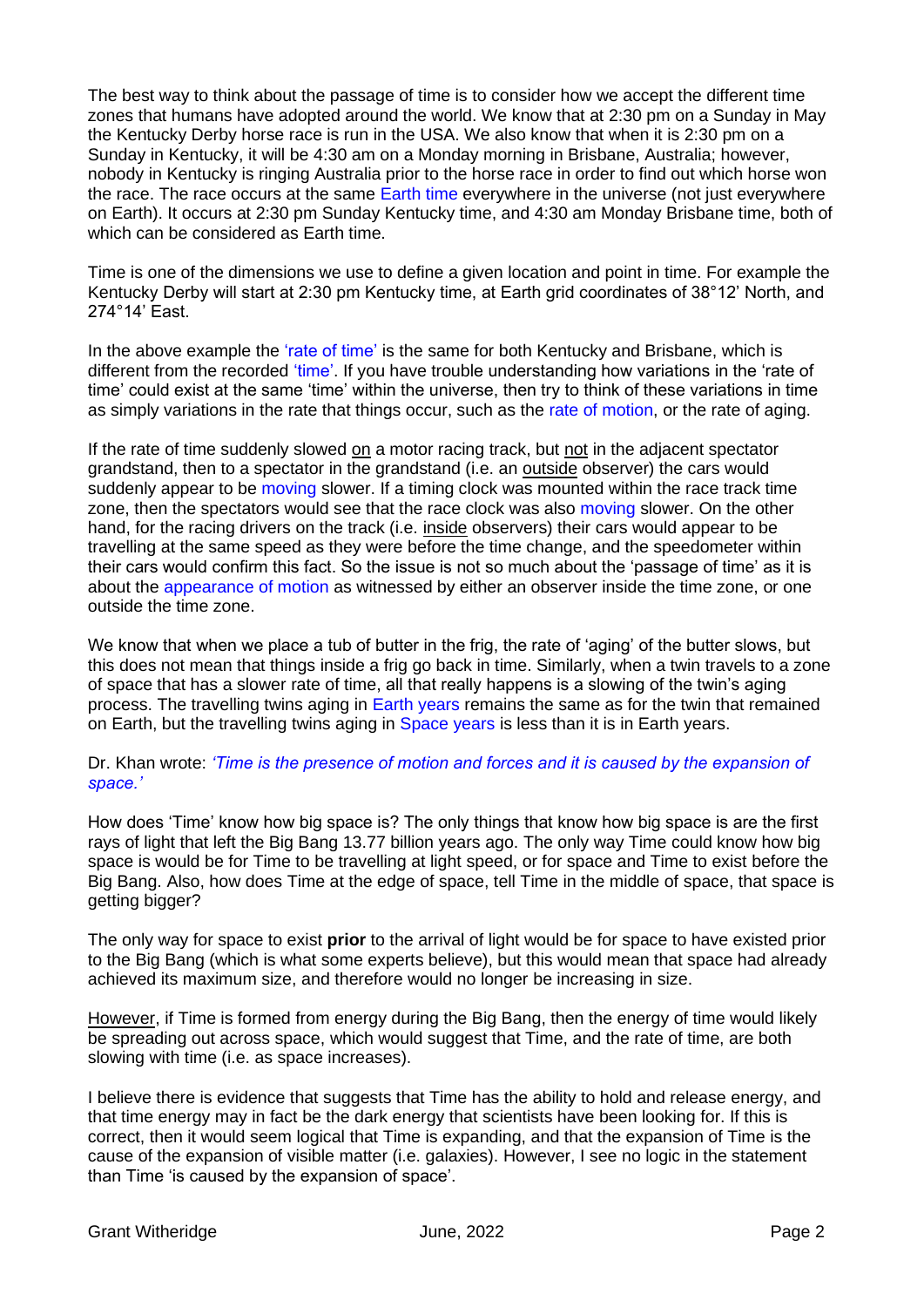The best way to think about the passage of time is to consider how we accept the different time zones that humans have adopted around the world. We know that at 2:30 pm on a Sunday in May the Kentucky Derby horse race is run in the USA. We also know that when it is 2:30 pm on a Sunday in Kentucky, it will be 4:30 am on a Monday morning in Brisbane, Australia; however, nobody in Kentucky is ringing Australia prior to the horse race in order to find out which horse won the race. The race occurs at the same Earth time everywhere in the universe (not just everywhere on Earth). It occurs at 2:30 pm Sunday Kentucky time, and 4:30 am Monday Brisbane time, both of which can be considered as Earth time.

Time is one of the dimensions we use to define a given location and point in time. For example the Kentucky Derby will start at 2:30 pm Kentucky time, at Earth grid coordinates of 38°12' North, and 274°14' East.

In the above example the 'rate of time' is the same for both Kentucky and Brisbane, which is different from the recorded 'time'. If you have trouble understanding how variations in the 'rate of time' could exist at the same 'time' within the universe, then try to think of these variations in time as simply variations in the rate that things occur, such as the rate of motion, or the rate of aging.

If the rate of time suddenly slowed <u>on</u> a motor racing track, but <u>not</u> in the adjacent spectator grandstand, then to a spectator in the grandstand (i.e. an <u>outside</u> observer) the cars would suddenly appear to be moving slower. If a timing clock was mounted within the race track time zone, then the spectators would see that the race clock was also moving slower. On the other hand, for the racing drivers on the track (i.e. <u>inside</u> observers) their cars would appear to be travelling at the same speed as they were before the time change, and the speedometer within their cars would confirm this fact. So the issue is not so much about the 'passage of time' as it is about the appearance of motion as witnessed by either an observer inside the time zone, or one outside the time zone.

We know that when we place a tub of butter in the frig, the rate of 'aging' of the butter slows, but this does not mean that things inside a frig go back in time. Similarly, when a twin travels to a zone of space that has a slower rate of time, all that really happens is a slowing of the twin's aging process. The travelling twins aging in Earth years remains the same as for the twin that remained on Earth, but the travelling twins aging in Space years is less than it is in Earth years.

Dr. Khan wrote: *'Time is the presence of motion and forces and it is caused by the expansion of space.'*

How does 'Time' know how big space is? The only things that know how big space is are the first rays of light that left the Big Bang 13.77 billion years ago. The only way Time could know how big space is would be for Time to be travelling at light speed, or for space and Time to exist before the Big Bang. Also, how does Time at the edge of space, tell Time in the middle of space, that space is getting bigger?

The only way for space to exist **prior** to the arrival of light would be for space to have existed prior to the Big Bang (which is what some experts believe), but this would mean that space had already achieved its maximum size, and therefore would no longer be increasing in size.

<u>However</u>, if Time is formed from energy during the Big Bang, then the energy of time would likely be spreading out across space, which would suggest that Time, and the rate of time, are both slowing with time (i.e. as space increases).

I believe there is evidence that suggests that Time has the ability to hold and release energy, and that time energy may in fact be the dark energy that scientists have been looking for. If this is correct, then it would seem logical that Time is expanding, and that the expansion of Time is the cause of the expansion of visible matter (i.e. galaxies). However, I see no logic in the statement than Time 'is caused by the expansion of space'.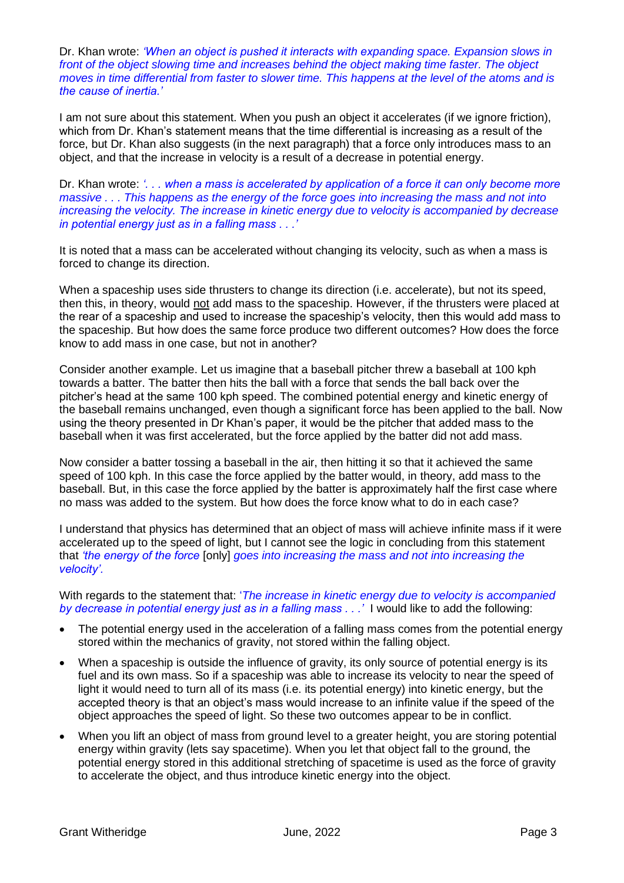Dr. Khan wrote: *'When an object is pushed it interacts with expanding space. Expansion slows in front of the object slowing time and increases behind the object making time faster. The object moves in time differential from faster to slower time. This happens at the level of the atoms and is the cause of inertia.'*

I am not sure about this statement. When you push an object it accelerates (if we ignore friction), which from Dr. Khan's statement means that the time differential is increasing as a result of the force, but Dr. Khan also suggests (in the next paragraph) that a force only introduces mass to an object, and that the increase in velocity is a result of a decrease in potential energy.

Dr. Khan wrote: *'. . . when a mass is accelerated by application of a force it can only become more massive . . . This happens as the energy of the force goes into increasing the mass and not into increasing the velocity. The increase in kinetic energy due to velocity is accompanied by decrease in potential energy just as in a falling mass . . .'*

It is noted that a mass can be accelerated without changing its velocity, such as when a mass is forced to change its direction.

When a spaceship uses side thrusters to change its direction (i.e. accelerate), but not its speed, then this, in theory, would <u>not</u> add mass to the spaceship. However, if the thrusters were placed at the rear of a spaceship and used to increase the spaceship's velocity, then this would add mass to the spaceship. But how does the same force produce two different outcomes? How does the force know to add mass in one case, but not in another?

Consider another example. Let us imagine that a baseball pitcher threw a baseball at 100 kph towards a batter. The batter then hits the ball with a force that sends the ball back over the pitcher's head at the same 100 kph speed. The combined potential energy and kinetic energy of the baseball remains unchanged, even though a significant force has been applied to the ball. Now using the theory presented in Dr Khan's paper, it would be the pitcher that added mass to the baseball when it was first accelerated, but the force applied by the batter did not add mass.

Now consider a batter tossing a baseball in the air, then hitting it so that it achieved the same speed of 100 kph. In this case the force applied by the batter would, in theory, add mass to the baseball. But, in this case the force applied by the batter is approximately half the first case where no mass was added to the system. But how does the force know what to do in each case?

I understand that physics has determined that an object of mass will achieve infinite mass if it were accelerated up to the speed of light, but I cannot see the logic in concluding from this statement that *'the energy of the force* [only] *goes into increasing the mass and not into increasing the velocity'.*

With regards to the statement that: '*The increase in kinetic energy due to velocity is accompanied by decrease in potential energy just as in a falling mass . . .*' I would like to add the following:

- The potential energy used in the acceleration of a falling mass comes from the potential energy stored within the mechanics of gravity, not stored within the falling object.
- When a spaceship is outside the influence of gravity, its only source of potential energy is its fuel and its own mass. So if a spaceship was able to increase its velocity to near the speed of light it would need to turn all of its mass (i.e. its potential energy) into kinetic energy, but the accepted theory is that an object's mass would increase to an infinite value if the speed of the object approaches the speed of light. So these two outcomes appear to be in conflict.
- When you lift an object of mass from ground level to a greater height, you are storing potential energy within gravity (lets say spacetime). When you let that object fall to the ground, the potential energy stored in this additional stretching of spacetime is used as the force of gravity to accelerate the object, and thus introduce kinetic energy into the object.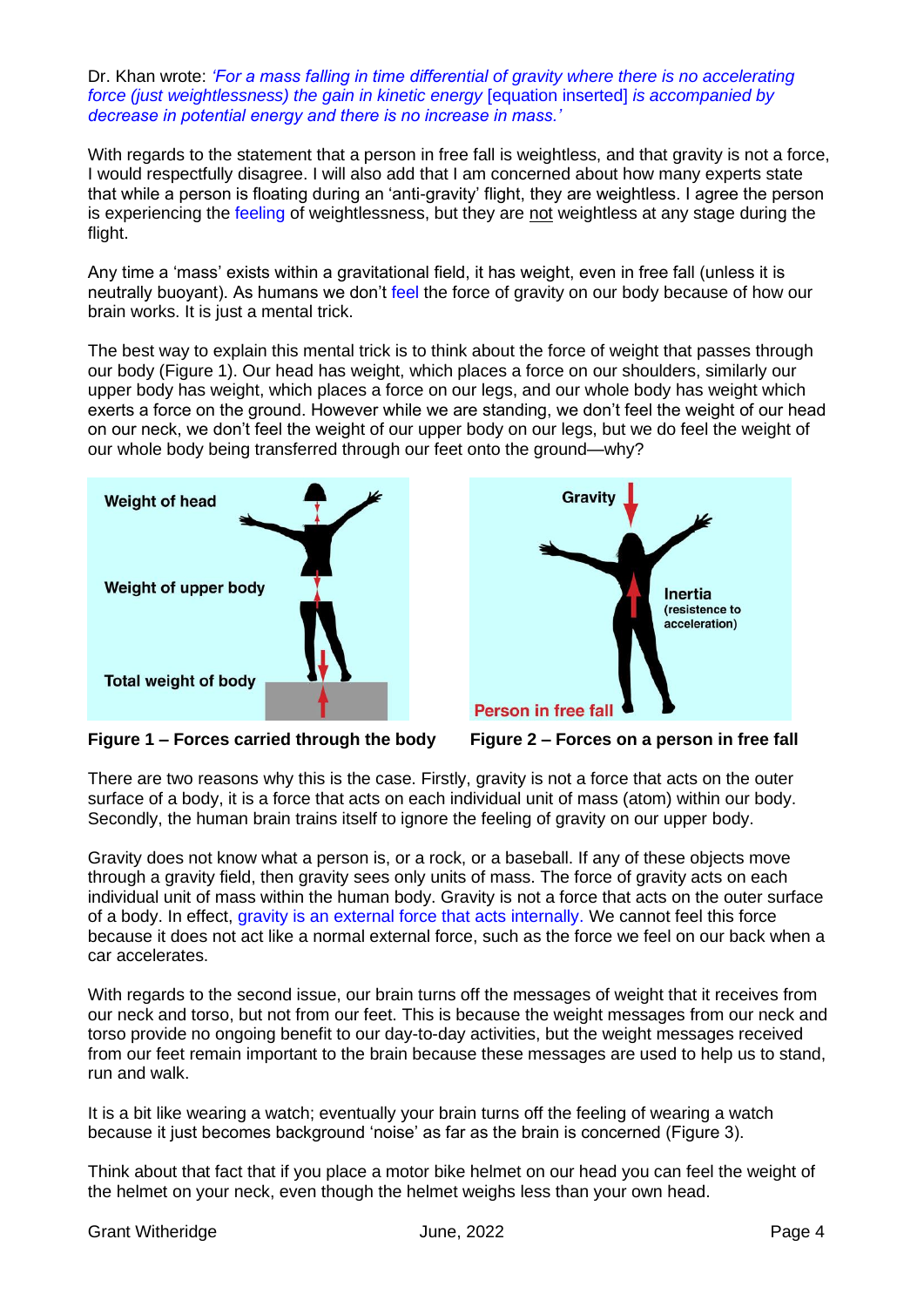Dr. Khan wrote: *'For a mass falling in time differential of gravity where there is no accelerating force (just weightlessness) the gain in kinetic energy* [equation inserted] *is accompanied by decrease in potential energy and there is no increase in mass.'*

With regards to the statement that a person in free fall is weightless, and that gravity is not a force, I would respectfully disagree. I will also add that I am concerned about how many experts state that while a person is floating during an 'anti-gravity' flight, they are weightless. I agree the person is experiencing the feeling of weightlessness, but they are not weightless at any stage during the flight.

Any time a 'mass' exists within a gravitational field, it has weight, even in free fall (unless it is neutrally buoyant). As humans we don't feel the force of gravity on our body because of how our brain works. It is just a mental trick.

The best way to explain this mental trick is to think about the force of weight that passes through our body (Figure 1). Our head has weight, which places a force on our shoulders, similarly our upper body has weight, which places a force on our legs, and our whole body has weight which exerts a force on the ground. However while we are standing, we don't feel the weight of our head on our neck, we don't feel the weight of our upper body on our legs, but we do feel the weight of our whole body being transferred through our feet onto the ground—why?

Weight of head

Weight of upper body

Total weight of body

**Figure 1 – Forces carried through the body**

Gravity

Inertia (resistence to acceleration)

Person in free fall

**Figure 2 – Forces on a person in free fall**

There are two reasons why this is the case. Firstly, gravity is not a force that acts on the outer surface of a body, it is a force that acts on each individual unit of mass (atom) within our body. Secondly, the human brain trains itself to ignore the feeling of gravity on our upper body.

Gravity does not know what a person is, or a rock, or a baseball. If any of these objects move through a gravity field, then gravity sees only units of mass. The force of gravity acts on each individual unit of mass within the human body. Gravity is not a force that acts on the outer surface of a body. In effect, gravity is an external force that acts internally. We cannot feel this force because it does not act like a normal external force, such as the force we feel on our back when a car accelerates.

With regards to the second issue, our brain turns off the messages of weight that it receives from our neck and torso, but not from our feet. This is because the weight messages from our neck and torso provide no ongoing benefit to our day-to-day activities, but the weight messages received from our feet remain important to the brain because these messages are used to help us to stand, run and walk.

It is a bit like wearing a watch; eventually your brain turns off the feeling of wearing a watch because it just becomes background 'noise' as far as the brain is concerned (Figure 3).

Think about that fact that if you place a motor bike helmet on our head you can feel the weight of the helmet on your neck, even though the helmet weighs less than your own head.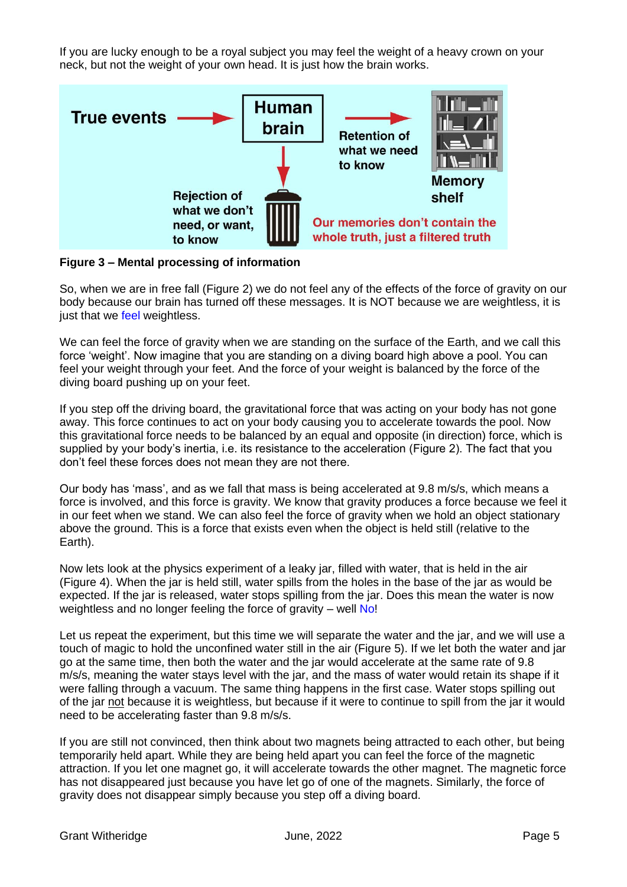If you are lucky enough to be a royal subject you may feel the weight of a heavy crown on your neck, but not the weight of your own head. It is just how the brain works.

True events → Human brain → Retention of what we need to know → Memory shelf

Rejection of what we don't need, or want, to know

Our memories don't contain the whole truth, just a filtered truth

**Figure 3 – Mental processing of information**

So, when we are in free fall (Figure 2) we do not feel any of the effects of the force of gravity on our body because our brain has turned off these messages. It is NOT because we are weightless, it is just that we feel weightless.

We can feel the force of gravity when we are standing on the surface of the Earth, and we call this force 'weight'. Now imagine that you are standing on a diving board high above a pool. You can feel your weight through your feet. And the force of your weight is balanced by the force of the diving board pushing up on your feet.

If you step off the driving board, the gravitational force that was acting on your body has not gone away. This force continues to act on your body causing you to accelerate towards the pool. Now this gravitational force needs to be balanced by an equal and opposite (in direction) force, which is supplied by your body's inertia, i.e. its resistance to the acceleration (Figure 2). The fact that you don't feel these forces does not mean they are not there.

Our body has 'mass', and as we fall that mass is being accelerated at 9.8 m/s/s, which means a force is involved, and this force is gravity. We know that gravity produces a force because we feel it in our feet when we stand. We can also feel the force of gravity when we hold an object stationary above the ground. This is a force that exists even when the object is held still (relative to the Earth).

Now lets look at the physics experiment of a leaky jar, filled with water, that is held in the air (Figure 4). When the jar is held still, water spills from the holes in the base of the jar as would be expected. If the jar is released, water stops spilling from the jar. Does this mean the water is now weightless and no longer feeling the force of gravity – well No!

Let us repeat the experiment, but this time we will separate the water and the jar, and we will use a touch of magic to hold the unconfined water still in the air (Figure 5). If we let both the water and jar go at the same time, then both the water and the jar would accelerate at the same rate of 9.8 m/s/s, meaning the water stays level with the jar, and the mass of water would retain its shape if it were falling through a vacuum. The same thing happens in the first case. Water stops spilling out of the jar not because it is weightless, but because if it were to continue to spill from the jar it would need to be accelerating faster than 9.8 m/s/s.

If you are still not convinced, then think about two magnets being attracted to each other, but being temporarily held apart. While they are being held apart you can feel the force of the magnetic attraction. If you let one magnet go, it will accelerate towards the other magnet. The magnetic force has not disappeared just because you have let go of one of the magnets. Similarly, the force of gravity does not disappear simply because you step off a diving board.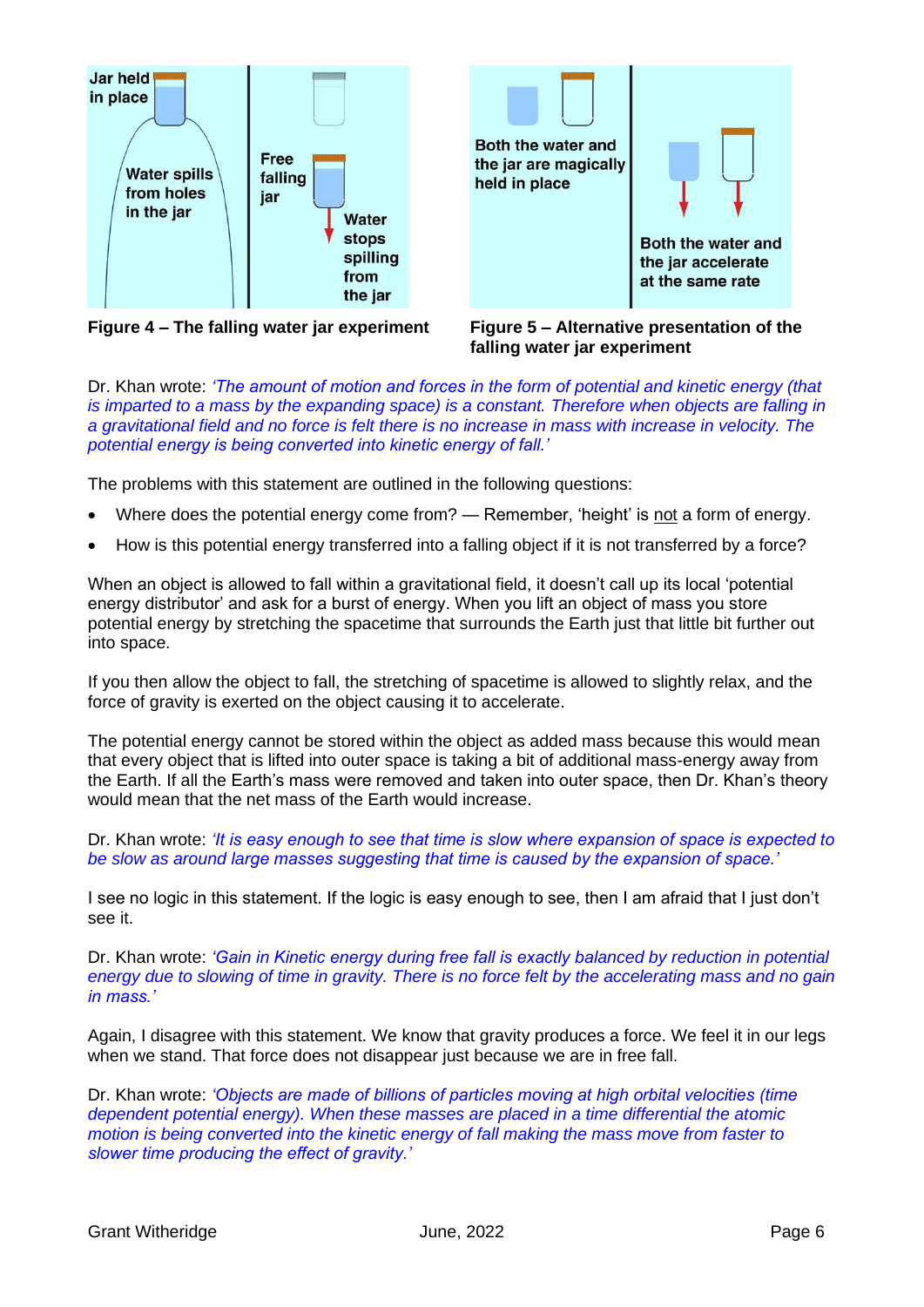**Figure 4 – The falling water jar experiment**

**Figure 5 – Alternative presentation of the falling water jar experiment**

Dr. Khan wrote: *'The amount of motion and forces in the form of potential and kinetic energy (that is imparted to a mass by the expanding space) is a constant. Therefore when objects are falling in a gravitational field and no force is felt there is no increase in mass with increase in velocity. The potential energy is being converted into kinetic energy of fall.'*

The problems with this statement are outlined in the following questions:

- Where does the potential energy come from? — Remember, 'height' is not a form of energy.
- How is this potential energy transferred into a falling object if it is not transferred by a force?

When an object is allowed to fall within a gravitational field, it doesn't call up its local 'potential energy distributor' and ask for a burst of energy. When you lift an object of mass you store potential energy by stretching the spacetime that surrounds the Earth just that little bit further out into space.

If you then allow the object to fall, the stretching of spacetime is allowed to slightly relax, and the force of gravity is exerted on the object causing it to accelerate.

The potential energy cannot be stored within the object as added mass because this would mean that every object that is lifted into outer space is taking a bit of additional mass-energy away from the Earth. If all the Earth's mass were removed and taken into outer space, then Dr. Khan's theory would mean that the net mass of the Earth would increase.

Dr. Khan wrote: *'It is easy enough to see that time is slow where expansion of space is expected to be slow as around large masses suggesting that time is caused by the expansion of space.'*

I see no logic in this statement. If the logic is easy enough to see, then I am afraid that I just don't see it.

Dr. Khan wrote: *'Gain in Kinetic energy during free fall is exactly balanced by reduction in potential energy due to slowing of time in gravity. There is no force felt by the accelerating mass and no gain in mass.'*

Again, I disagree with this statement. We know that gravity produces a force. We feel it in our legs when we stand. That force does not disappear just because we are in free fall.

Dr. Khan wrote: *'Objects are made of billions of particles moving at high orbital velocities (time dependent potential energy). When these masses are placed in a time differential the atomic motion is being converted into the kinetic energy of fall making the mass move from faster to slower time producing the effect of gravity.'*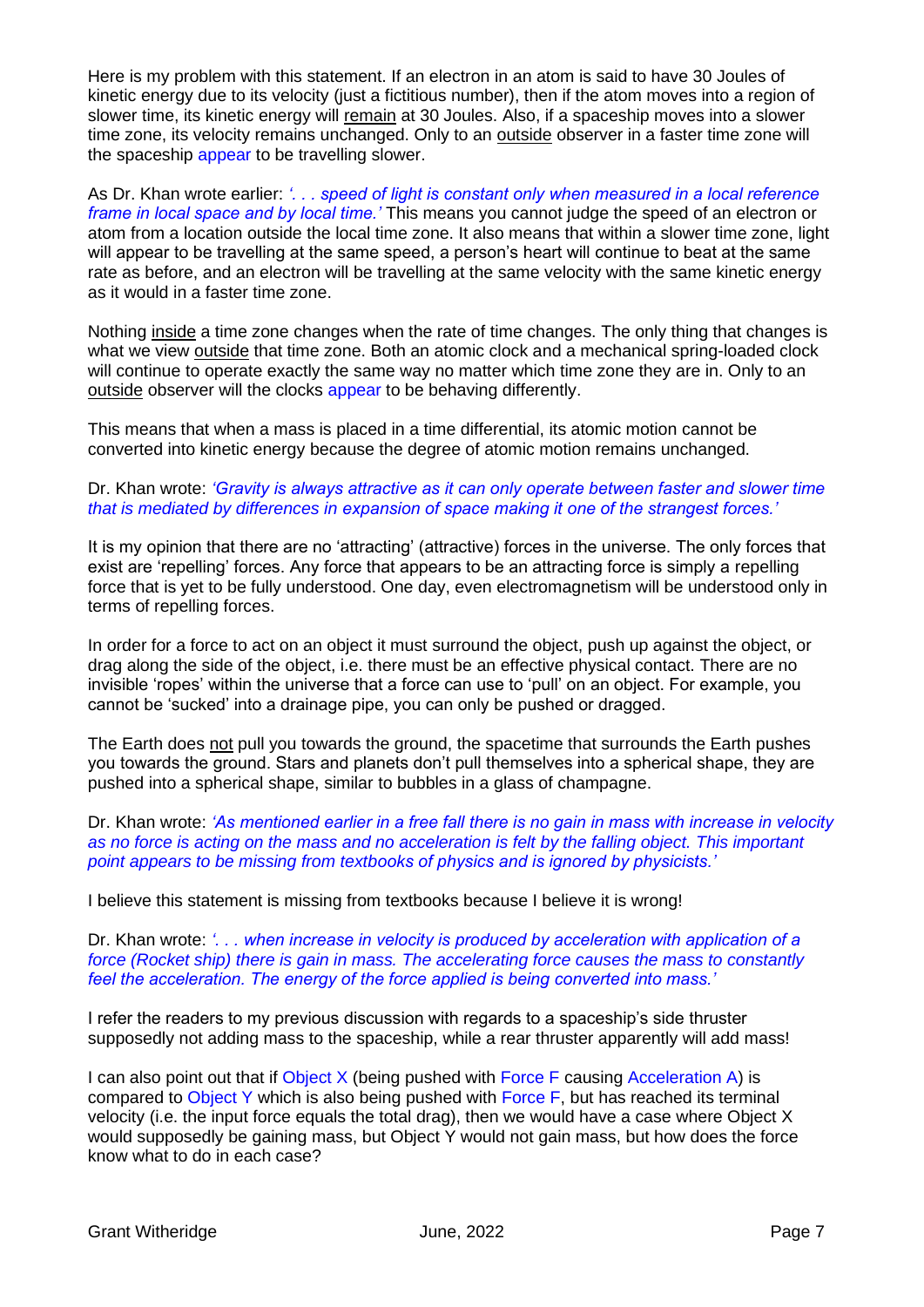Here is my problem with this statement. If an electron in an atom is said to have 30 Joules of kinetic energy due to its velocity (just a fictitious number), then if the atom moves into a region of slower time, its kinetic energy will remain at 30 Joules. Also, if a spaceship moves into a slower time zone, its velocity remains unchanged. Only to an outside observer in a faster time zone will the spaceship appear to be travelling slower.

As Dr. Khan wrote earlier: *'. . . speed of light is constant only when measured in a local reference frame in local space and by local time.'* This means you cannot judge the speed of an electron or atom from a location outside the local time zone. It also means that within a slower time zone, light will appear to be travelling at the same speed, a person's heart will continue to beat at the same rate as before, and an electron will be travelling at the same velocity with the same kinetic energy as it would in a faster time zone.

Nothing inside a time zone changes when the rate of time changes. The only thing that changes is what we view outside that time zone. Both an atomic clock and a mechanical spring-loaded clock will continue to operate exactly the same way no matter which time zone they are in. Only to an outside observer will the clocks appear to be behaving differently.

This means that when a mass is placed in a time differential, its atomic motion cannot be converted into kinetic energy because the degree of atomic motion remains unchanged.

Dr. Khan wrote: *'Gravity is always attractive as it can only operate between faster and slower time that is mediated by differences in expansion of space making it one of the strangest forces.'*

It is my opinion that there are no 'attracting' (attractive) forces in the universe. The only forces that exist are 'repelling' forces. Any force that appears to be an attracting force is simply a repelling force that is yet to be fully understood. One day, even electromagnetism will be understood only in terms of repelling forces.

In order for a force to act on an object it must surround the object, push up against the object, or drag along the side of the object, i.e. there must be an effective physical contact. There are no invisible 'ropes' within the universe that a force can use to 'pull' on an object. For example, you cannot be 'sucked' into a drainage pipe, you can only be pushed or dragged.

The Earth does not pull you towards the ground, the spacetime that surrounds the Earth pushes you towards the ground. Stars and planets don't pull themselves into a spherical shape, they are pushed into a spherical shape, similar to bubbles in a glass of champagne.

Dr. Khan wrote: *'As mentioned earlier in a free fall there is no gain in mass with increase in velocity as no force is acting on the mass and no acceleration is felt by the falling object. This important point appears to be missing from textbooks of physics and is ignored by physicists.'*

I believe this statement is missing from textbooks because I believe it is wrong!

Dr. Khan wrote: *'. . . when increase in velocity is produced by acceleration with application of a force (Rocket ship) there is gain in mass. The accelerating force causes the mass to constantly feel the acceleration. The energy of the force applied is being converted into mass.'*

I refer the readers to my previous discussion with regards to a spaceship's side thruster supposedly not adding mass to the spaceship, while a rear thruster apparently will add mass!

I can also point out that if Object X (being pushed with Force F causing Acceleration A) is compared to Object Y which is also being pushed with Force F, but has reached its terminal velocity (i.e. the input force equals the total drag), then we would have a case where Object X would supposedly be gaining mass, but Object Y would not gain mass, but how does the force know what to do in each case?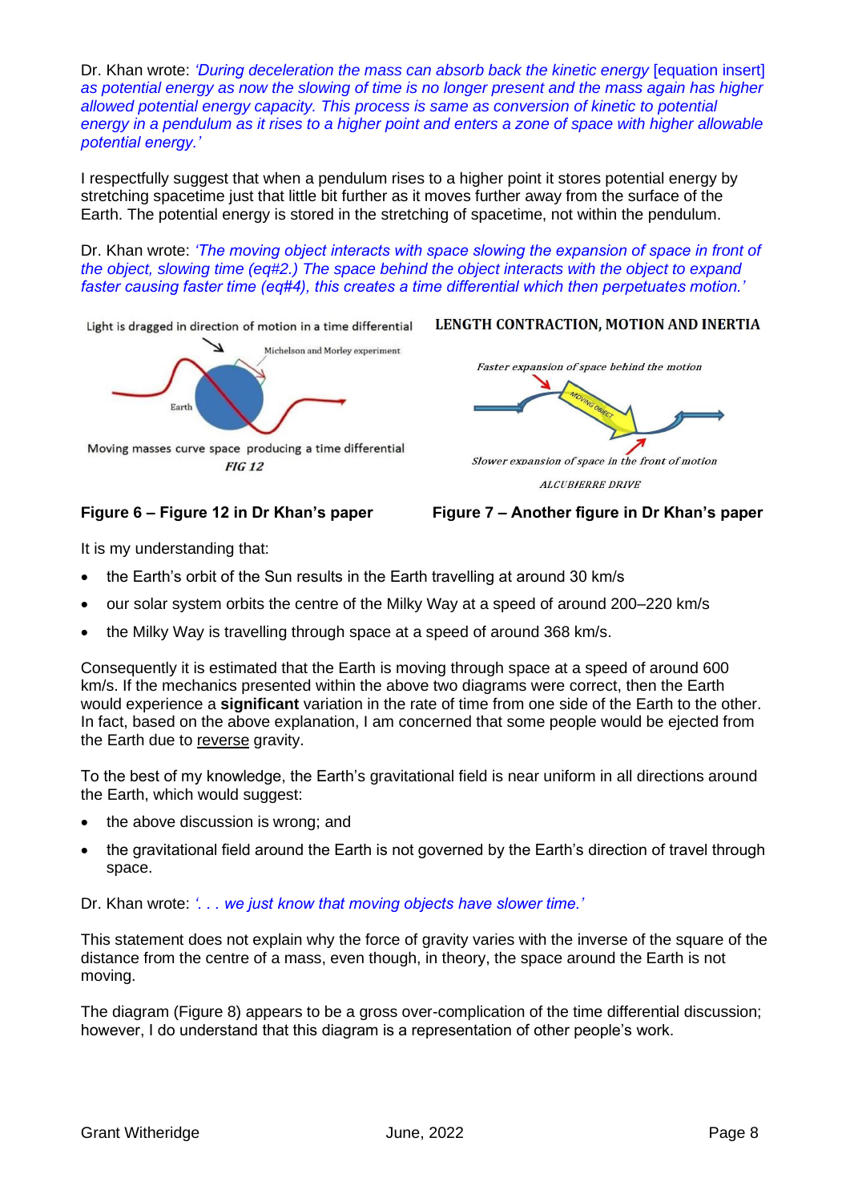Dr. Khan wrote: *'During deceleration the mass can absorb back the kinetic energy* [equation insert] *as potential energy as now the slowing of time is no longer present and the mass again has higher allowed potential energy capacity. This process is same as conversion of kinetic to potential energy in a pendulum as it rises to a higher point and enters a zone of space with higher allowable potential energy.'*

I respectfully suggest that when a pendulum rises to a higher point it stores potential energy by stretching spacetime just that little bit further as it moves further away from the surface of the Earth. The potential energy is stored in the stretching of spacetime, not within the pendulum.

Dr. Khan wrote: *'The moving object interacts with space slowing the expansion of space in front of the object, slowing time (eq#2.) The space behind the object interacts with the object to expand faster causing faster time (eq#4), this creates a time differential which then perpetuates motion.'*

Light is dragged in direction of motion in a time differential

Michelson and Morley experiment

Earth

Moving masses curve space producing a time differential

*FIG 12*

**Figure 6 – Figure 12 in Dr Khan's paper**

**LENGTH CONTRACTION, MOTION AND INERTIA**

*Faster expansion of space behind the motion*

MOVING OBJECT

*Slower expansion of space in the front of motion*

*ALCUBIERRE DRIVE*

**Figure 7 – Another figure in Dr Khan's paper**

It is my understanding that:

- the Earth's orbit of the Sun results in the Earth travelling at around 30 km/s
- our solar system orbits the centre of the Milky Way at a speed of around 200–220 km/s
- the Milky Way is travelling through space at a speed of around 368 km/s.

Consequently it is estimated that the Earth is moving through space at a speed of around 600 km/s. If the mechanics presented within the above two diagrams were correct, then the Earth would experience a **significant** variation in the rate of time from one side of the Earth to the other. In fact, based on the above explanation, I am concerned that some people would be ejected from the Earth due to <u>reverse</u> gravity.

To the best of my knowledge, the Earth's gravitational field is near uniform in all directions around the Earth, which would suggest:

- the above discussion is wrong; and
- the gravitational field around the Earth is not governed by the Earth's direction of travel through space.

Dr. Khan wrote: *'. . . we just know that moving objects have slower time.'*

This statement does not explain why the force of gravity varies with the inverse of the square of the distance from the centre of a mass, even though, in theory, the space around the Earth is not moving.

The diagram (Figure 8) appears to be a gross over-complication of the time differential discussion; however, I do understand that this diagram is a representation of other people's work.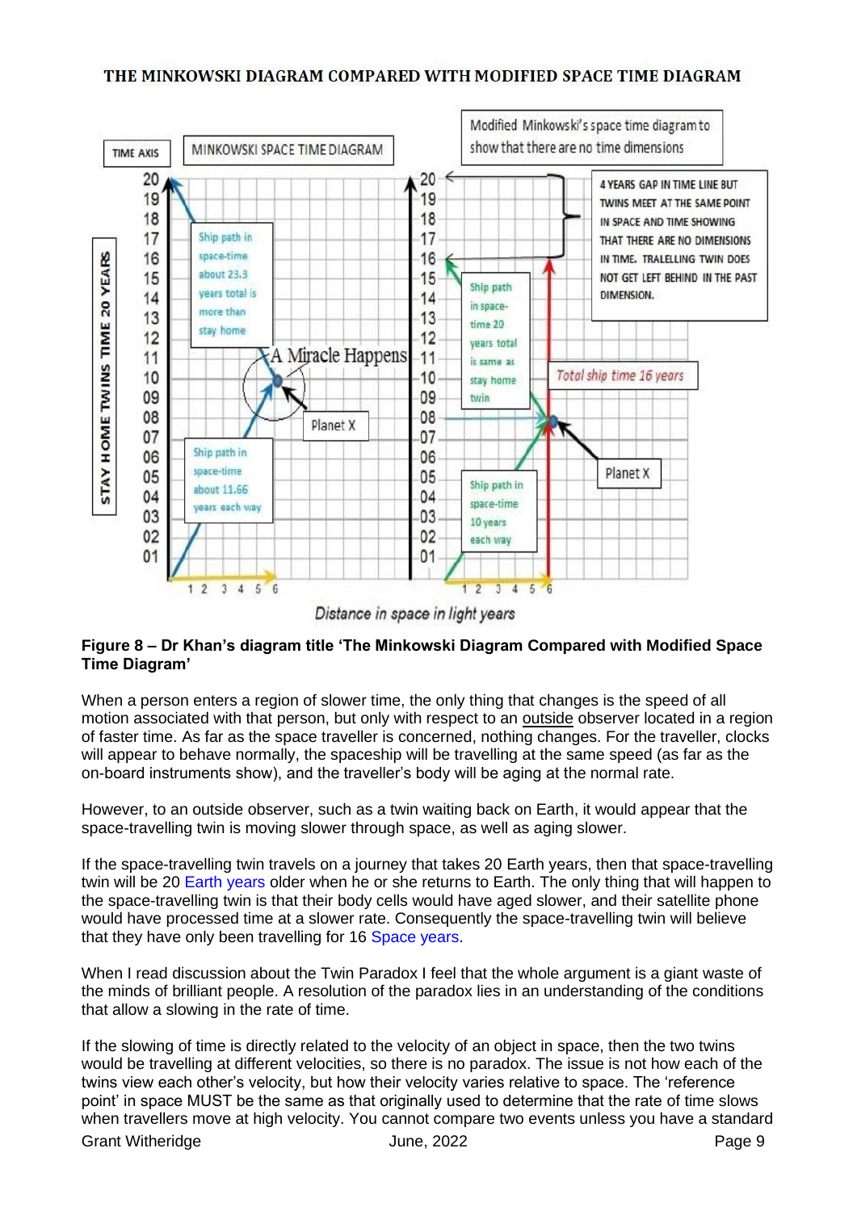**THE MINKOWSKI DIAGRAM COMPARED WITH MODIFIED SPACE TIME DIAGRAM**

**Figure 8 – Dr Khan's diagram title 'The Minkowski Diagram Compared with Modified Space Time Diagram'**

When a person enters a region of slower time, the only thing that changes is the speed of all motion associated with that person, but only with respect to an outside observer located in a region of faster time. As far as the space traveller is concerned, nothing changes. For the traveller, clocks will appear to behave normally, the spaceship will be travelling at the same speed (as far as the on-board instruments show), and the traveller's body will be aging at the normal rate.

However, to an outside observer, such as a twin waiting back on Earth, it would appear that the space-travelling twin is moving slower through space, as well as aging slower.

If the space-travelling twin travels on a journey that takes 20 Earth years, then that space-travelling twin will be 20 Earth years older when he or she returns to Earth. The only thing that will happen to the space-travelling twin is that their body cells would have aged slower, and their satellite phone would have processed time at a slower rate. Consequently the space-travelling twin will believe that they have only been travelling for 16 Space years.

When I read discussion about the Twin Paradox I feel that the whole argument is a giant waste of the minds of brilliant people. A resolution of the paradox lies in an understanding of the conditions that allow a slowing in the rate of time.

If the slowing of time is directly related to the velocity of an object in space, then the two twins would be travelling at different velocities, so there is no paradox. The issue is not how each of the twins view each other's velocity, but how their velocity varies relative to space. The 'reference point' in space MUST be the same as that originally used to determine that the rate of time slows when travellers move at high velocity. You cannot compare two events unless you have a standard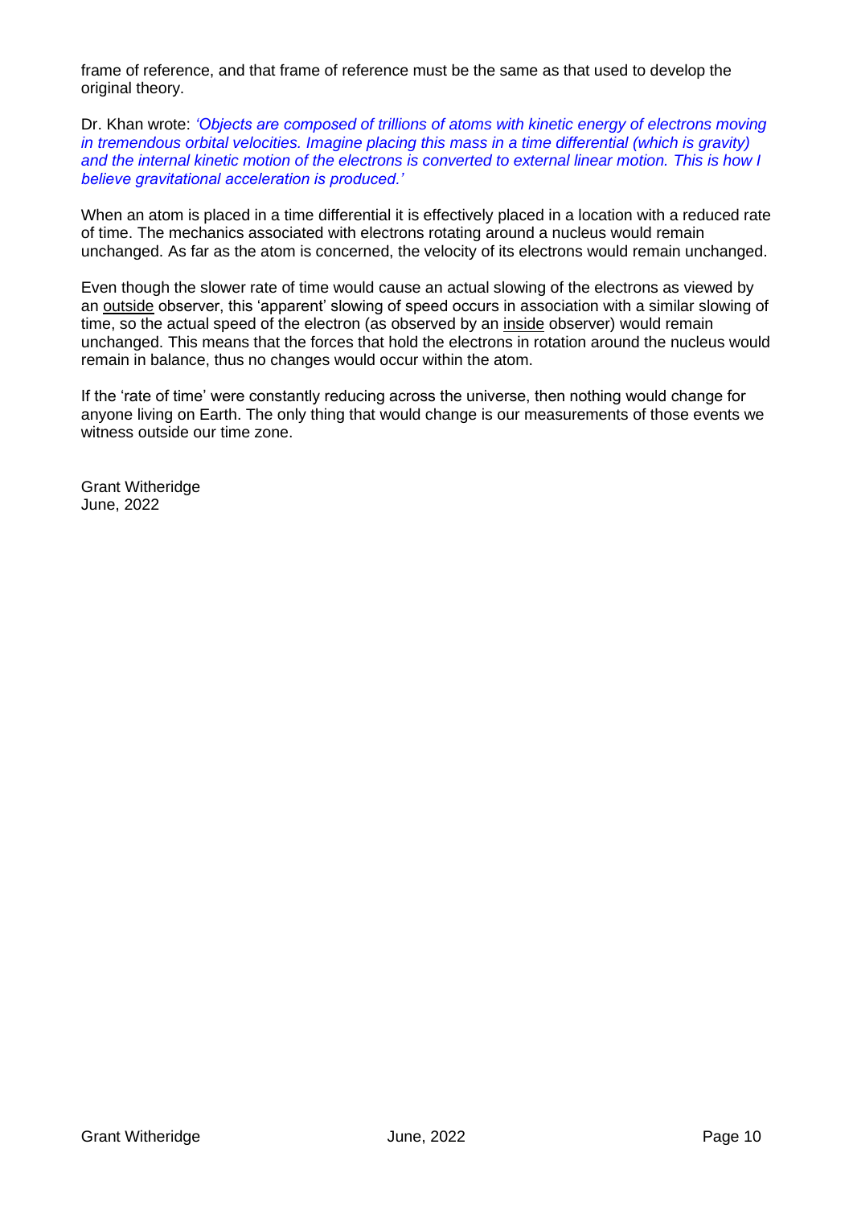frame of reference, and that frame of reference must be the same as that used to develop the original theory.

Dr. Khan wrote: *'Objects are composed of trillions of atoms with kinetic energy of electrons moving in tremendous orbital velocities. Imagine placing this mass in a time differential (which is gravity) and the internal kinetic motion of the electrons is converted to external linear motion. This is how I believe gravitational acceleration is produced.'*

When an atom is placed in a time differential it is effectively placed in a location with a reduced rate of time. The mechanics associated with electrons rotating around a nucleus would remain unchanged. As far as the atom is concerned, the velocity of its electrons would remain unchanged.

Even though the slower rate of time would cause an actual slowing of the electrons as viewed by an <u>outside</u> observer, this 'apparent' slowing of speed occurs in association with a similar slowing of time, so the actual speed of the electron (as observed by an <u>inside</u> observer) would remain unchanged. This means that the forces that hold the electrons in rotation around the nucleus would remain in balance, thus no changes would occur within the atom.

If the 'rate of time' were constantly reducing across the universe, then nothing would change for anyone living on Earth. The only thing that would change is our measurements of those events we witness outside our time zone.

Grant Witheridge
June, 2022